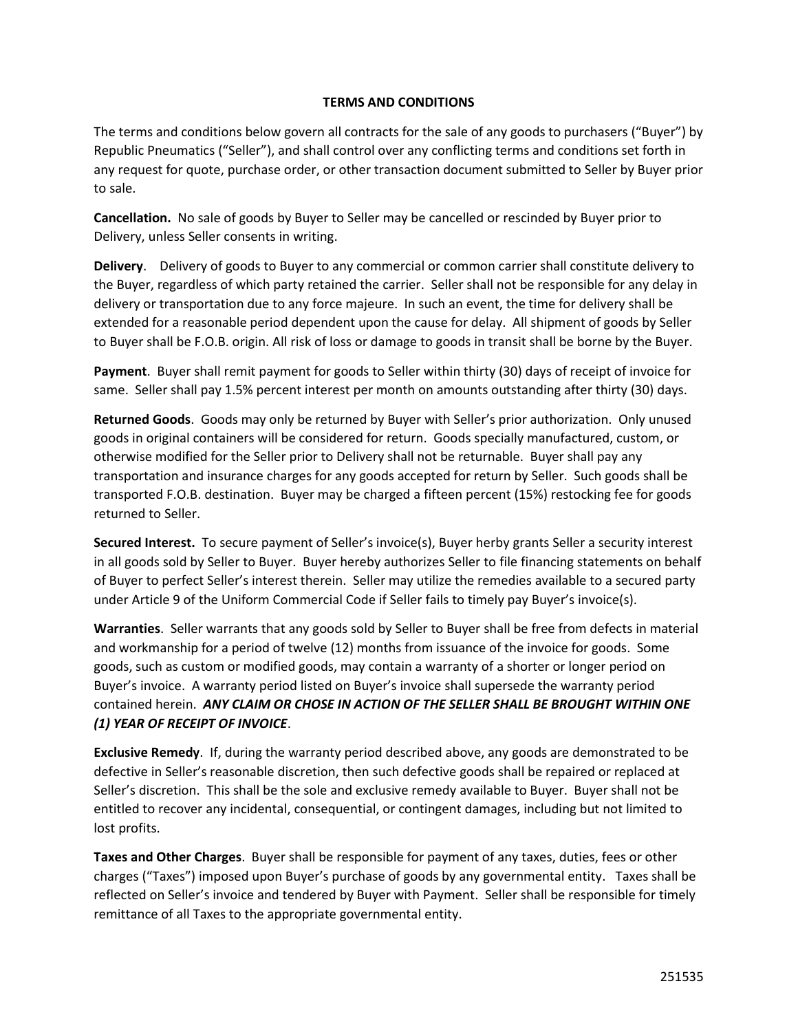# TERMS AND CONDITIONS

The terms and conditions below govern all contracts for the sale of any goods to purchasers ("Buyer") by Republic Pneumatics ("Seller"), and shall control over any conflicting terms and conditions set forth in any request for quote, purchase order, or other transaction document submitted to Seller by Buyer prior to sale.

**Cancellation.** No sale of goods by Buyer to Seller may be cancelled or rescinded by Buyer prior to Delivery, unless Seller consents in writing.

**Delivery**. Delivery of goods to Buyer to any commercial or common carrier shall constitute delivery to the Buyer, regardless of which party retained the carrier. Seller shall not be responsible for any delay in delivery or transportation due to any force majeure. In such an event, the time for delivery shall be extended for a reasonable period dependent upon the cause for delay. All shipment of goods by Seller to Buyer shall be F.O.B. origin. All risk of loss or damage to goods in transit shall be borne by the Buyer.

**Payment**. Buyer shall remit payment for goods to Seller within thirty (30) days of receipt of invoice for same. Seller shall pay 1.5% percent interest per month on amounts outstanding after thirty (30) days.

**Returned Goods**. Goods may only be returned by Buyer with Seller's prior authorization. Only unused goods in original containers will be considered for return. Goods specially manufactured, custom, or otherwise modified for the Seller prior to Delivery shall not be returnable. Buyer shall pay any transportation and insurance charges for any goods accepted for return by Seller. Such goods shall be transported F.O.B. destination. Buyer may be charged a fifteen percent (15%) restocking fee for goods returned to Seller.

**Secured Interest.** To secure payment of Seller's invoice(s), Buyer herby grants Seller a security interest in all goods sold by Seller to Buyer. Buyer hereby authorizes Seller to file financing statements on behalf of Buyer to perfect Seller's interest therein. Seller may utilize the remedies available to a secured party under Article 9 of the Uniform Commercial Code if Seller fails to timely pay Buyer's invoice(s).

**Warranties**. Seller warrants that any goods sold by Seller to Buyer shall be free from defects in material and workmanship for a period of twelve (12) months from issuance of the invoice for goods. Some goods, such as custom or modified goods, may contain a warranty of a shorter or longer period on Buyer's invoice. A warranty period listed on Buyer's invoice shall supersede the warranty period contained herein. ***ANY CLAIM OR CHOSE IN ACTION OF THE SELLER SHALL BE BROUGHT WITHIN ONE (1) YEAR OF RECEIPT OF INVOICE***.

**Exclusive Remedy**. If, during the warranty period described above, any goods are demonstrated to be defective in Seller's reasonable discretion, then such defective goods shall be repaired or replaced at Seller's discretion. This shall be the sole and exclusive remedy available to Buyer. Buyer shall not be entitled to recover any incidental, consequential, or contingent damages, including but not limited to lost profits.

**Taxes and Other Charges**. Buyer shall be responsible for payment of any taxes, duties, fees or other charges ("Taxes") imposed upon Buyer's purchase of goods by any governmental entity. Taxes shall be reflected on Seller's invoice and tendered by Buyer with Payment. Seller shall be responsible for timely remittance of all Taxes to the appropriate governmental entity.

251535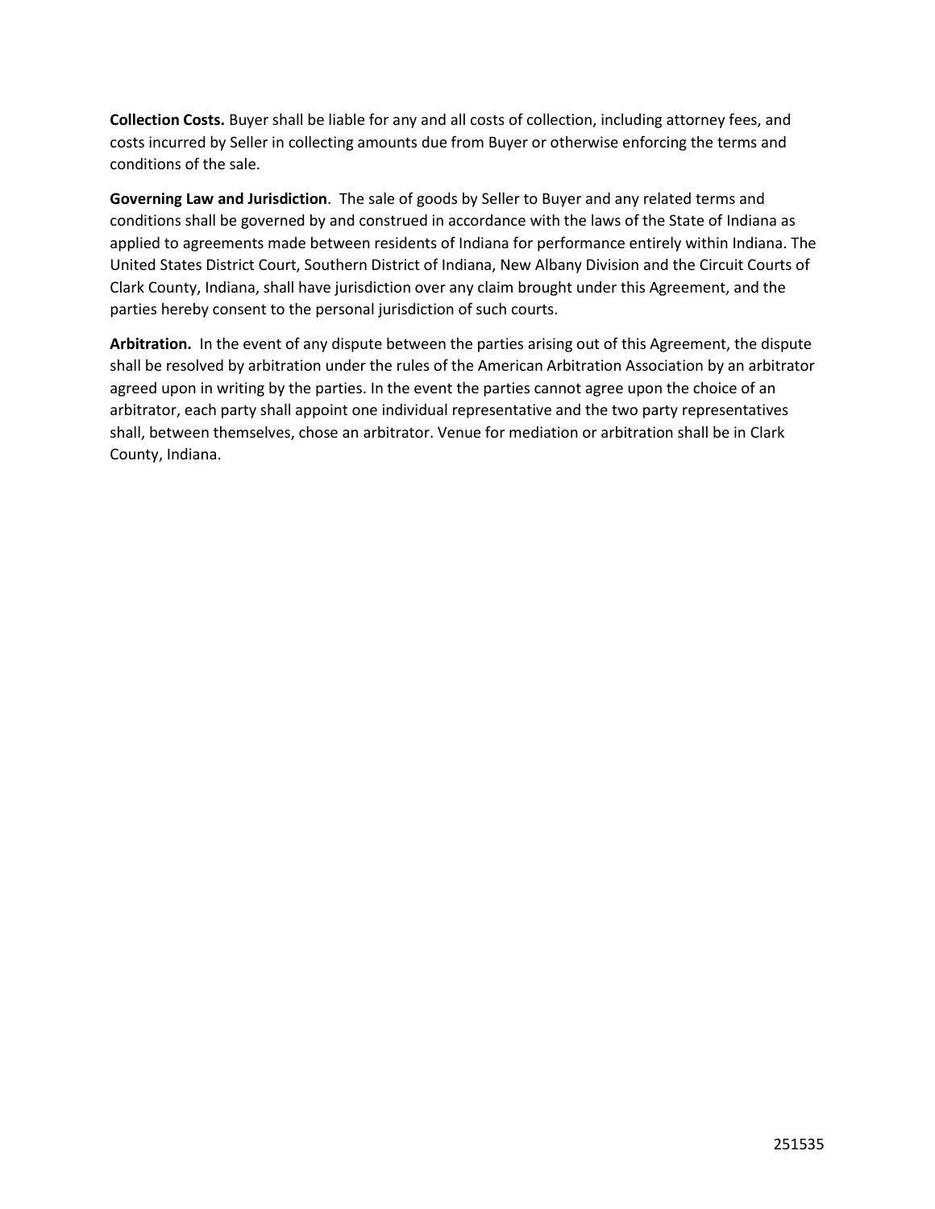**Collection Costs.** Buyer shall be liable for any and all costs of collection, including attorney fees, and costs incurred by Seller in collecting amounts due from Buyer or otherwise enforcing the terms and conditions of the sale.

**Governing Law and Jurisdiction**. The sale of goods by Seller to Buyer and any related terms and conditions shall be governed by and construed in accordance with the laws of the State of Indiana as applied to agreements made between residents of Indiana for performance entirely within Indiana. The United States District Court, Southern District of Indiana, New Albany Division and the Circuit Courts of Clark County, Indiana, shall have jurisdiction over any claim brought under this Agreement, and the parties hereby consent to the personal jurisdiction of such courts.

**Arbitration.** In the event of any dispute between the parties arising out of this Agreement, the dispute shall be resolved by arbitration under the rules of the American Arbitration Association by an arbitrator agreed upon in writing by the parties. In the event the parties cannot agree upon the choice of an arbitrator, each party shall appoint one individual representative and the two party representatives shall, between themselves, chose an arbitrator. Venue for mediation or arbitration shall be in Clark County, Indiana.

251535